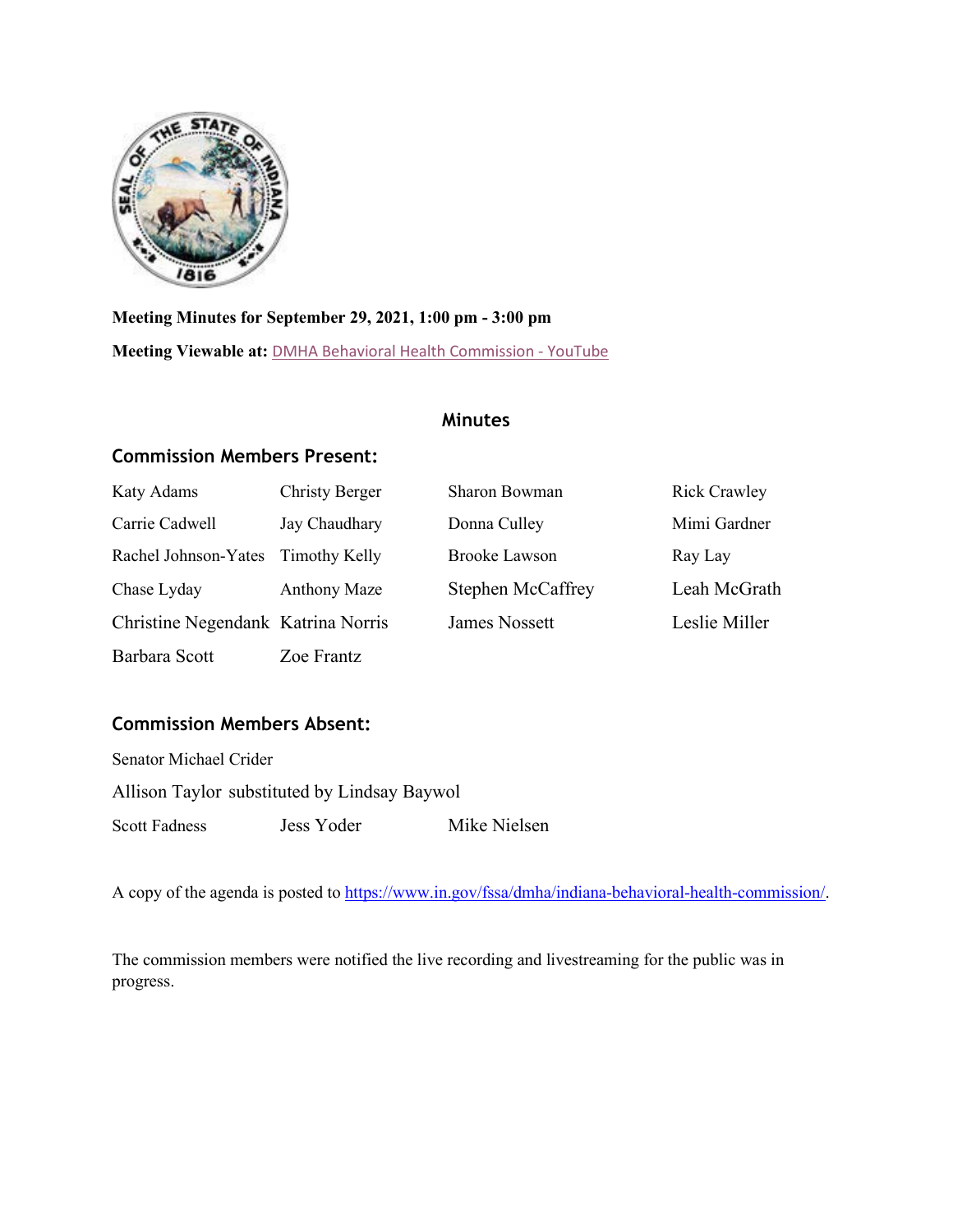**Meeting Minutes for September 29, 2021, 1:00 pm - 3:00 pm**

**Meeting Viewable at:** [DMHA Behavioral Health Commission - YouTube]()

## Minutes

### Commission Members Present:

| | | | |
|---|---|---|---|
| Katy Adams | Christy Berger | Sharon Bowman | Rick Crawley |
| Carrie Cadwell | Jay Chaudhary | Donna Culley | Mimi Gardner |
| Rachel Johnson-Yates | Timothy Kelly | Brooke Lawson | Ray Lay |
| Chase Lyday | Anthony Maze | Stephen McCaffrey | Leah McGrath |
| Christine Negendank | Katrina Norris | James Nossett | Leslie Miller |
| Barbara Scott | Zoe Frantz | | |

### Commission Members Absent:

Senator Michael Crider

Allison Taylor substituted by Lindsay Baywol

| | | |
|---|---|---|
| Scott Fadness | Jess Yoder | Mike Nielsen |

A copy of the agenda is posted to https://www.in.gov/fssa/dmha/indiana-behavioral-health-commission/.

The commission members were notified the live recording and livestreaming for the public was in progress.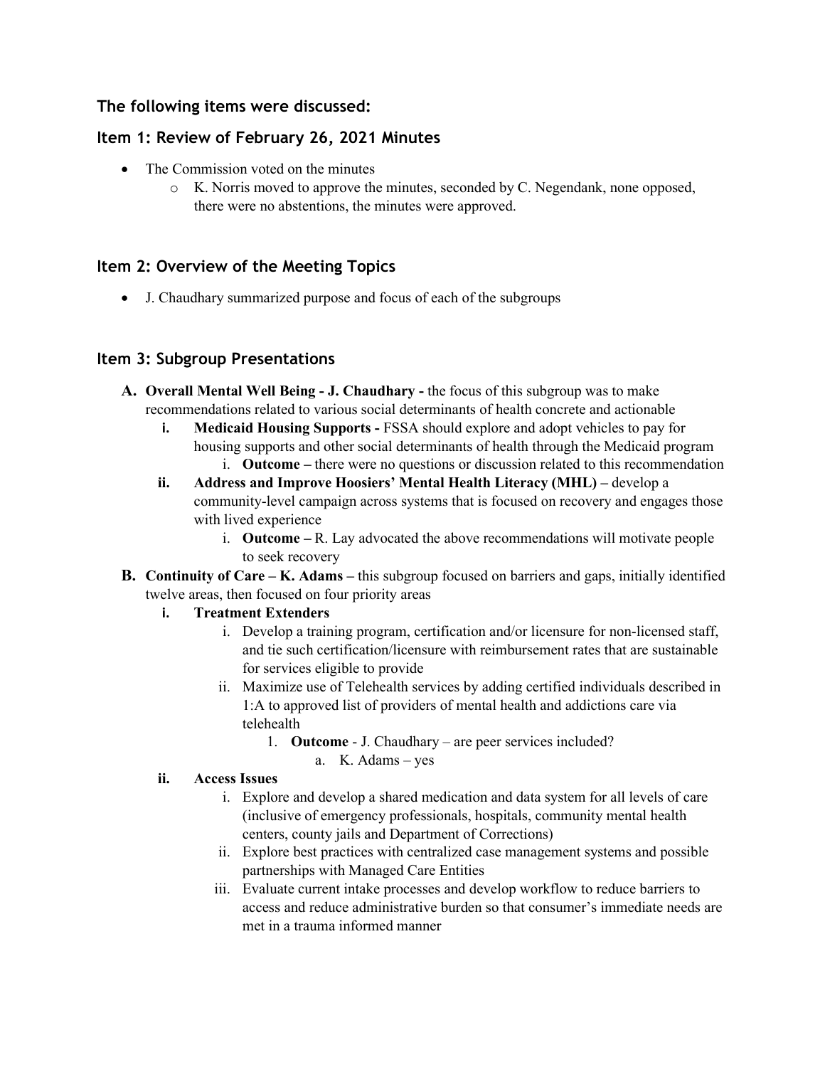### The following items were discussed:

### Item 1: Review of February 26, 2021 Minutes

- The Commission voted on the minutes
  - K. Norris moved to approve the minutes, seconded by C. Negendank, none opposed, there were no abstentions, the minutes were approved.

### Item 2: Overview of the Meeting Topics

- J. Chaudhary summarized purpose and focus of each of the subgroups

### Item 3: Subgroup Presentations

**A. Overall Mental Well Being - J. Chaudhary -** the focus of this subgroup was to make recommendations related to various social determinants of health concrete and actionable

- **i. Medicaid Housing Supports -** FSSA should explore and adopt vehicles to pay for housing supports and other social determinants of health through the Medicaid program
  - i. **Outcome –** there were no questions or discussion related to this recommendation
- **ii. Address and Improve Hoosiers' Mental Health Literacy (MHL) –** develop a community-level campaign across systems that is focused on recovery and engages those with lived experience
  - i. **Outcome –** R. Lay advocated the above recommendations will motivate people to seek recovery

**B. Continuity of Care – K. Adams –** this subgroup focused on barriers and gaps, initially identified twelve areas, then focused on four priority areas

- **i. Treatment Extenders**
  - i. Develop a training program, certification and/or licensure for non-licensed staff, and tie such certification/licensure with reimbursement rates that are sustainable for services eligible to provide
  - ii. Maximize use of Telehealth services by adding certified individuals described in 1:A to approved list of providers of mental health and addictions care via telehealth
    1. **Outcome** - J. Chaudhary – are peer services included?
       a. K. Adams – yes
- **ii. Access Issues**
  - i. Explore and develop a shared medication and data system for all levels of care (inclusive of emergency professionals, hospitals, community mental health centers, county jails and Department of Corrections)
  - ii. Explore best practices with centralized case management systems and possible partnerships with Managed Care Entities
  - iii. Evaluate current intake processes and develop workflow to reduce barriers to access and reduce administrative burden so that consumer's immediate needs are met in a trauma informed manner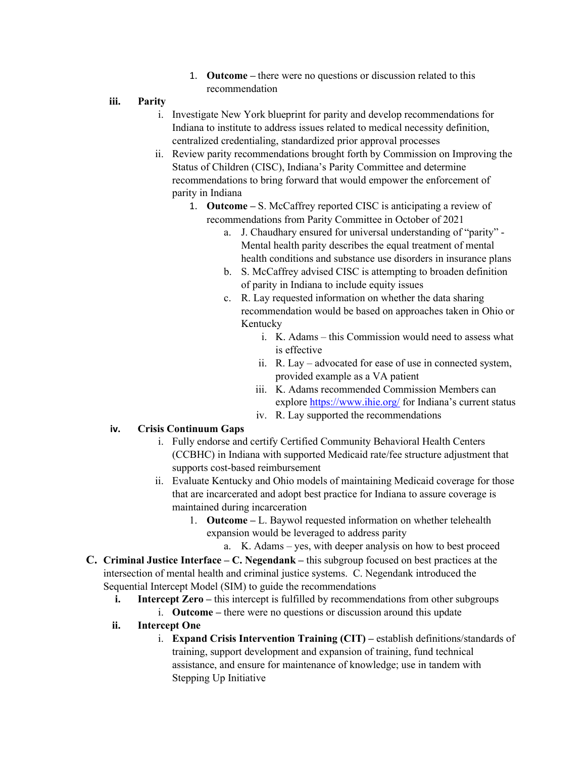1. **Outcome –** there were no questions or discussion related to this recommendation

**iii. Parity**

i. Investigate New York blueprint for parity and develop recommendations for Indiana to institute to address issues related to medical necessity definition, centralized credentialing, standardized prior approval processes

ii. Review parity recommendations brought forth by Commission on Improving the Status of Children (CISC), Indiana's Parity Committee and determine recommendations to bring forward that would empower the enforcement of parity in Indiana

1. **Outcome –** S. McCaffrey reported CISC is anticipating a review of recommendations from Parity Committee in October of 2021

a. J. Chaudhary ensured for universal understanding of "parity" - Mental health parity describes the equal treatment of mental health conditions and substance use disorders in insurance plans

b. S. McCaffrey advised CISC is attempting to broaden definition of parity in Indiana to include equity issues

c. R. Lay requested information on whether the data sharing recommendation would be based on approaches taken in Ohio or Kentucky

i. K. Adams – this Commission would need to assess what is effective

ii. R. Lay – advocated for ease of use in connected system, provided example as a VA patient

iii. K. Adams recommended Commission Members can explore https://www.ihie.org/ for Indiana's current status

iv. R. Lay supported the recommendations

**iv. Crisis Continuum Gaps**

i. Fully endorse and certify Certified Community Behavioral Health Centers (CCBHC) in Indiana with supported Medicaid rate/fee structure adjustment that supports cost-based reimbursement

ii. Evaluate Kentucky and Ohio models of maintaining Medicaid coverage for those that are incarcerated and adopt best practice for Indiana to assure coverage is maintained during incarceration

1. **Outcome –** L. Baywol requested information on whether telehealth expansion would be leveraged to address parity

a. K. Adams – yes, with deeper analysis on how to best proceed

**C. Criminal Justice Interface – C. Negendank –** this subgroup focused on best practices at the intersection of mental health and criminal justice systems. C. Negendank introduced the Sequential Intercept Model (SIM) to guide the recommendations

**i. Intercept Zero –** this intercept is fulfilled by recommendations from other subgroups

i. **Outcome –** there were no questions or discussion around this update

**ii. Intercept One**

i. **Expand Crisis Intervention Training (CIT) –** establish definitions/standards of training, support development and expansion of training, fund technical assistance, and ensure for maintenance of knowledge; use in tandem with Stepping Up Initiative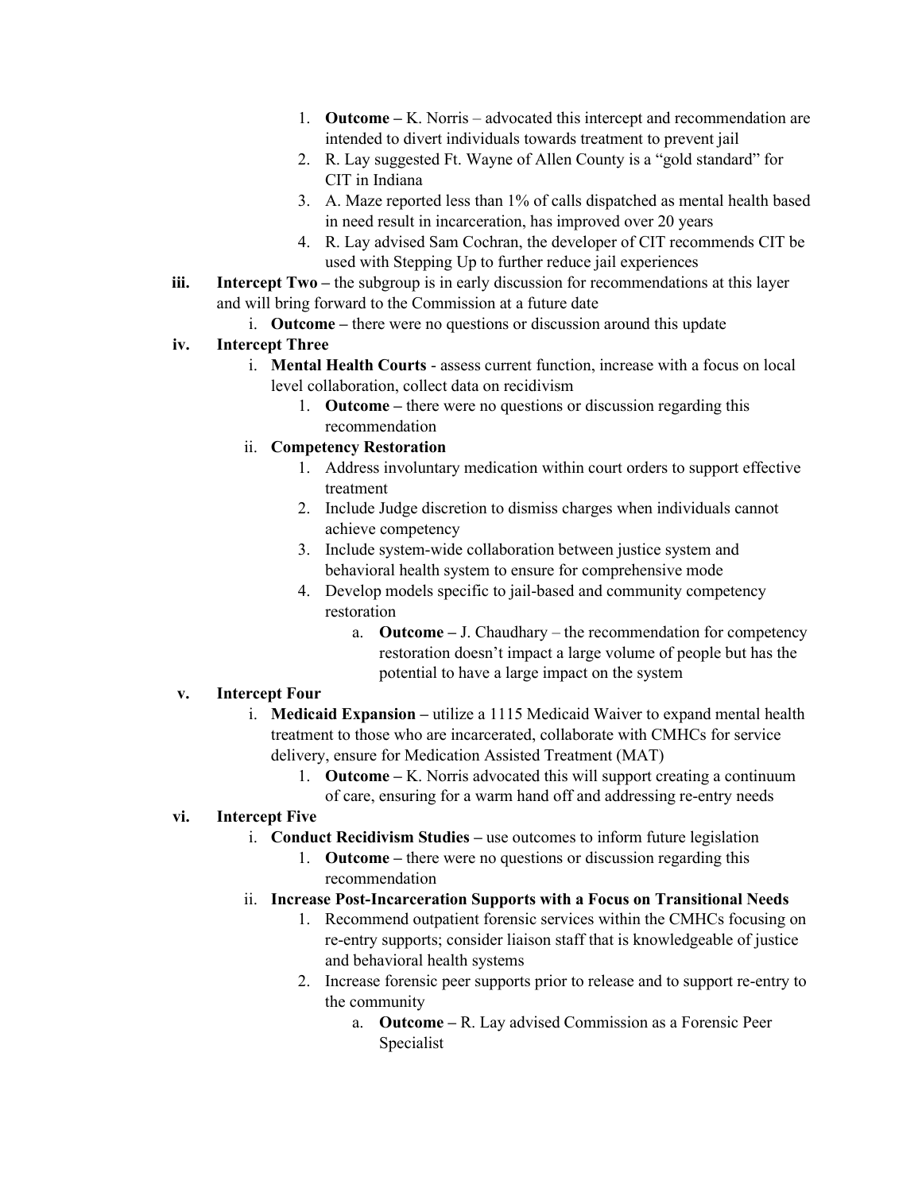1. **Outcome –** K. Norris – advocated this intercept and recommendation are intended to divert individuals towards treatment to prevent jail
2. R. Lay suggested Ft. Wayne of Allen County is a "gold standard" for CIT in Indiana
3. A. Maze reported less than 1% of calls dispatched as mental health based in need result in incarceration, has improved over 20 years
4. R. Lay advised Sam Cochran, the developer of CIT recommends CIT be used with Stepping Up to further reduce jail experiences

iii. **Intercept Two –** the subgroup is in early discussion for recommendations at this layer and will bring forward to the Commission at a future date

   i. **Outcome –** there were no questions or discussion around this update

iv. **Intercept Three**

   i. **Mental Health Courts** - assess current function, increase with a focus on local level collaboration, collect data on recidivism

      1. **Outcome –** there were no questions or discussion regarding this recommendation

   ii. **Competency Restoration**

      1. Address involuntary medication within court orders to support effective treatment
      2. Include Judge discretion to dismiss charges when individuals cannot achieve competency
      3. Include system-wide collaboration between justice system and behavioral health system to ensure for comprehensive mode
      4. Develop models specific to jail-based and community competency restoration

         a. **Outcome –** J. Chaudhary – the recommendation for competency restoration doesn't impact a large volume of people but has the potential to have a large impact on the system

v. **Intercept Four**

   i. **Medicaid Expansion –** utilize a 1115 Medicaid Waiver to expand mental health treatment to those who are incarcerated, collaborate with CMHCs for service delivery, ensure for Medication Assisted Treatment (MAT)

      1. **Outcome –** K. Norris advocated this will support creating a continuum of care, ensuring for a warm hand off and addressing re-entry needs

vi. **Intercept Five**

   i. **Conduct Recidivism Studies –** use outcomes to inform future legislation

      1. **Outcome –** there were no questions or discussion regarding this recommendation

   ii. **Increase Post-Incarceration Supports with a Focus on Transitional Needs**

      1. Recommend outpatient forensic services within the CMHCs focusing on re-entry supports; consider liaison staff that is knowledgeable of justice and behavioral health systems
      2. Increase forensic peer supports prior to release and to support re-entry to the community

         a. **Outcome –** R. Lay advised Commission as a Forensic Peer Specialist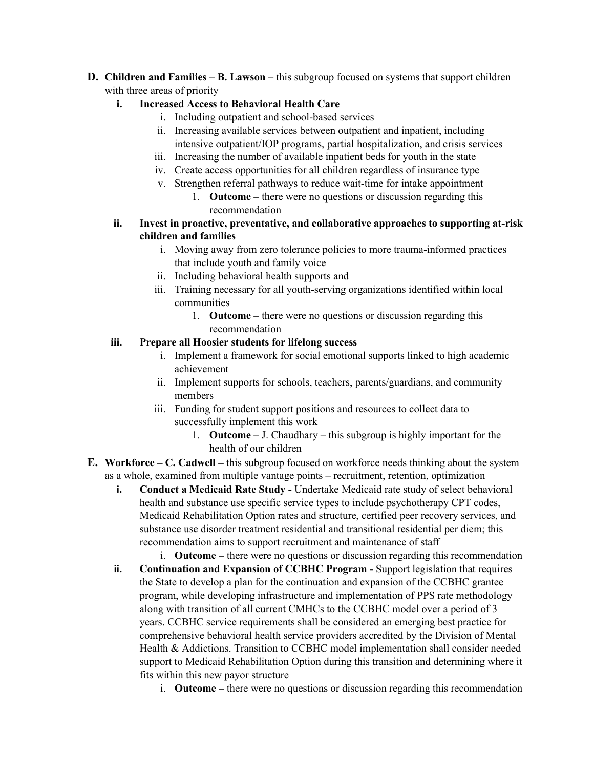**D. Children and Families – B. Lawson –** this subgroup focused on systems that support children with three areas of priority

- **i. Increased Access to Behavioral Health Care**
  - i. Including outpatient and school-based services
  - ii. Increasing available services between outpatient and inpatient, including intensive outpatient/IOP programs, partial hospitalization, and crisis services
  - iii. Increasing the number of available inpatient beds for youth in the state
  - iv. Create access opportunities for all children regardless of insurance type
  - v. Strengthen referral pathways to reduce wait-time for intake appointment
    1. **Outcome –** there were no questions or discussion regarding this recommendation
- **ii. Invest in proactive, preventative, and collaborative approaches to supporting at-risk children and families**
  - i. Moving away from zero tolerance policies to more trauma-informed practices that include youth and family voice
  - ii. Including behavioral health supports and
  - iii. Training necessary for all youth-serving organizations identified within local communities
    1. **Outcome –** there were no questions or discussion regarding this recommendation
- **iii. Prepare all Hoosier students for lifelong success**
  - i. Implement a framework for social emotional supports linked to high academic achievement
  - ii. Implement supports for schools, teachers, parents/guardians, and community members
  - iii. Funding for student support positions and resources to collect data to successfully implement this work
    1. **Outcome –** J. Chaudhary – this subgroup is highly important for the health of our children

**E. Workforce – C. Cadwell –** this subgroup focused on workforce needs thinking about the system as a whole, examined from multiple vantage points – recruitment, retention, optimization

- **i. Conduct a Medicaid Rate Study -** Undertake Medicaid rate study of select behavioral health and substance use specific service types to include psychotherapy CPT codes, Medicaid Rehabilitation Option rates and structure, certified peer recovery services, and substance use disorder treatment residential and transitional residential per diem; this recommendation aims to support recruitment and maintenance of staff
  - i. **Outcome –** there were no questions or discussion regarding this recommendation
- **ii. Continuation and Expansion of CCBHC Program -** Support legislation that requires the State to develop a plan for the continuation and expansion of the CCBHC grantee program, while developing infrastructure and implementation of PPS rate methodology along with transition of all current CMHCs to the CCBHC model over a period of 3 years. CCBHC service requirements shall be considered an emerging best practice for comprehensive behavioral health service providers accredited by the Division of Mental Health & Addictions. Transition to CCBHC model implementation shall consider needed support to Medicaid Rehabilitation Option during this transition and determining where it fits within this new payor structure
  - i. **Outcome –** there were no questions or discussion regarding this recommendation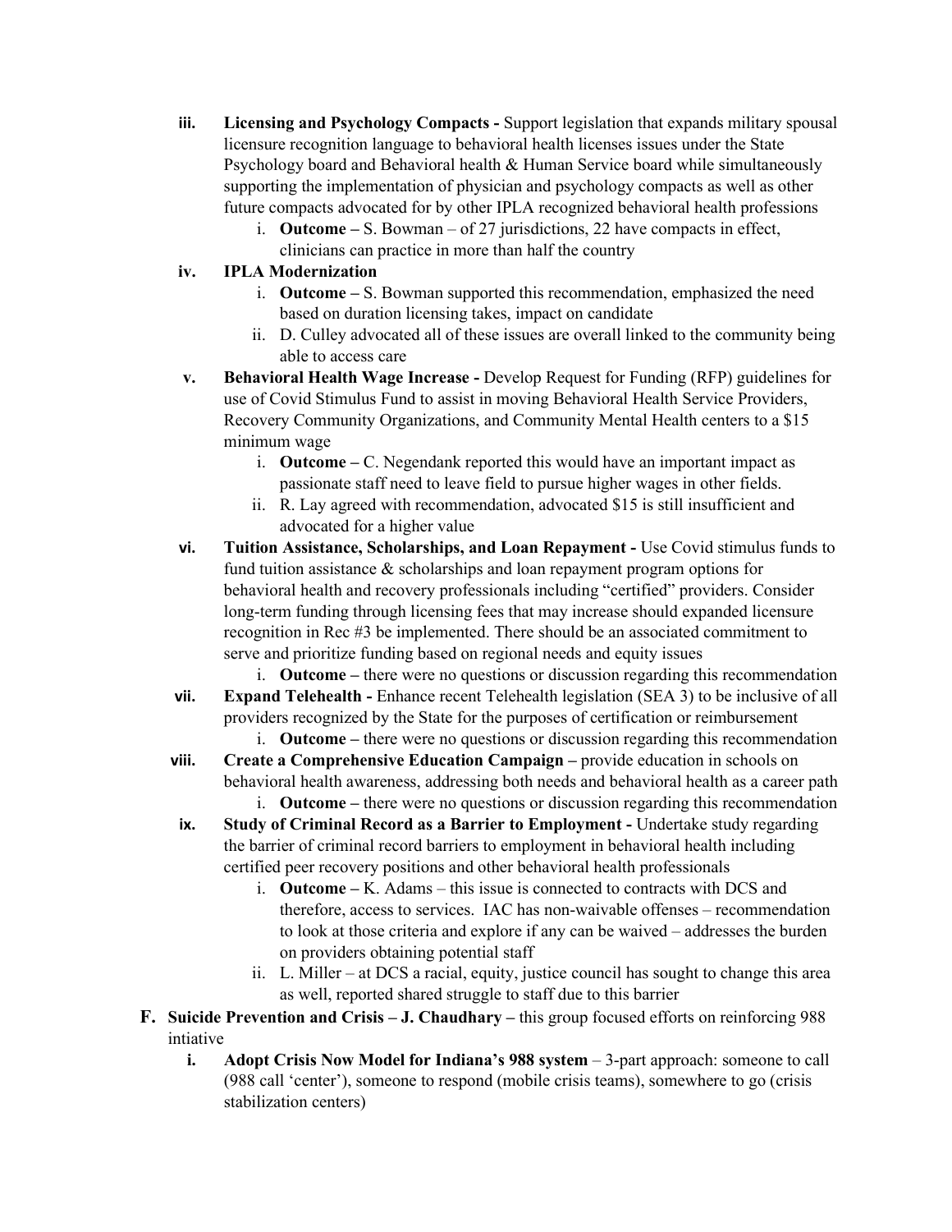iii. **Licensing and Psychology Compacts -** Support legislation that expands military spousal licensure recognition language to behavioral health licenses issues under the State Psychology board and Behavioral health & Human Service board while simultaneously supporting the implementation of physician and psychology compacts as well as other future compacts advocated for by other IPLA recognized behavioral health professions

   i. **Outcome –** S. Bowman – of 27 jurisdictions, 22 have compacts in effect, clinicians can practice in more than half the country

iv. **IPLA Modernization**

   i. **Outcome –** S. Bowman supported this recommendation, emphasized the need based on duration licensing takes, impact on candidate

   ii. D. Culley advocated all of these issues are overall linked to the community being able to access care

v. **Behavioral Health Wage Increase -** Develop Request for Funding (RFP) guidelines for use of Covid Stimulus Fund to assist in moving Behavioral Health Service Providers, Recovery Community Organizations, and Community Mental Health centers to a $15 minimum wage

   i. **Outcome –** C. Negendank reported this would have an important impact as passionate staff need to leave field to pursue higher wages in other fields.

   ii. R. Lay agreed with recommendation, advocated $15 is still insufficient and advocated for a higher value

vi. **Tuition Assistance, Scholarships, and Loan Repayment -** Use Covid stimulus funds to fund tuition assistance & scholarships and loan repayment program options for behavioral health and recovery professionals including "certified" providers. Consider long-term funding through licensing fees that may increase should expanded licensure recognition in Rec #3 be implemented. There should be an associated commitment to serve and prioritize funding based on regional needs and equity issues

   i. **Outcome –** there were no questions or discussion regarding this recommendation

vii. **Expand Telehealth -** Enhance recent Telehealth legislation (SEA 3) to be inclusive of all providers recognized by the State for the purposes of certification or reimbursement

   i. **Outcome –** there were no questions or discussion regarding this recommendation

viii. **Create a Comprehensive Education Campaign –** provide education in schools on behavioral health awareness, addressing both needs and behavioral health as a career path

   i. **Outcome –** there were no questions or discussion regarding this recommendation

ix. **Study of Criminal Record as a Barrier to Employment -** Undertake study regarding the barrier of criminal record barriers to employment in behavioral health including certified peer recovery positions and other behavioral health professionals

   i. **Outcome –** K. Adams – this issue is connected to contracts with DCS and therefore, access to services. IAC has non-waivable offenses – recommendation to look at those criteria and explore if any can be waived – addresses the burden on providers obtaining potential staff

   ii. L. Miller – at DCS a racial, equity, justice council has sought to change this area as well, reported shared struggle to staff due to this barrier

**F. Suicide Prevention and Crisis – J. Chaudhary –** this group focused efforts on reinforcing 988 intiative

i. **Adopt Crisis Now Model for Indiana's 988 system** – 3-part approach: someone to call (988 call 'center'), someone to respond (mobile crisis teams), somewhere to go (crisis stabilization centers)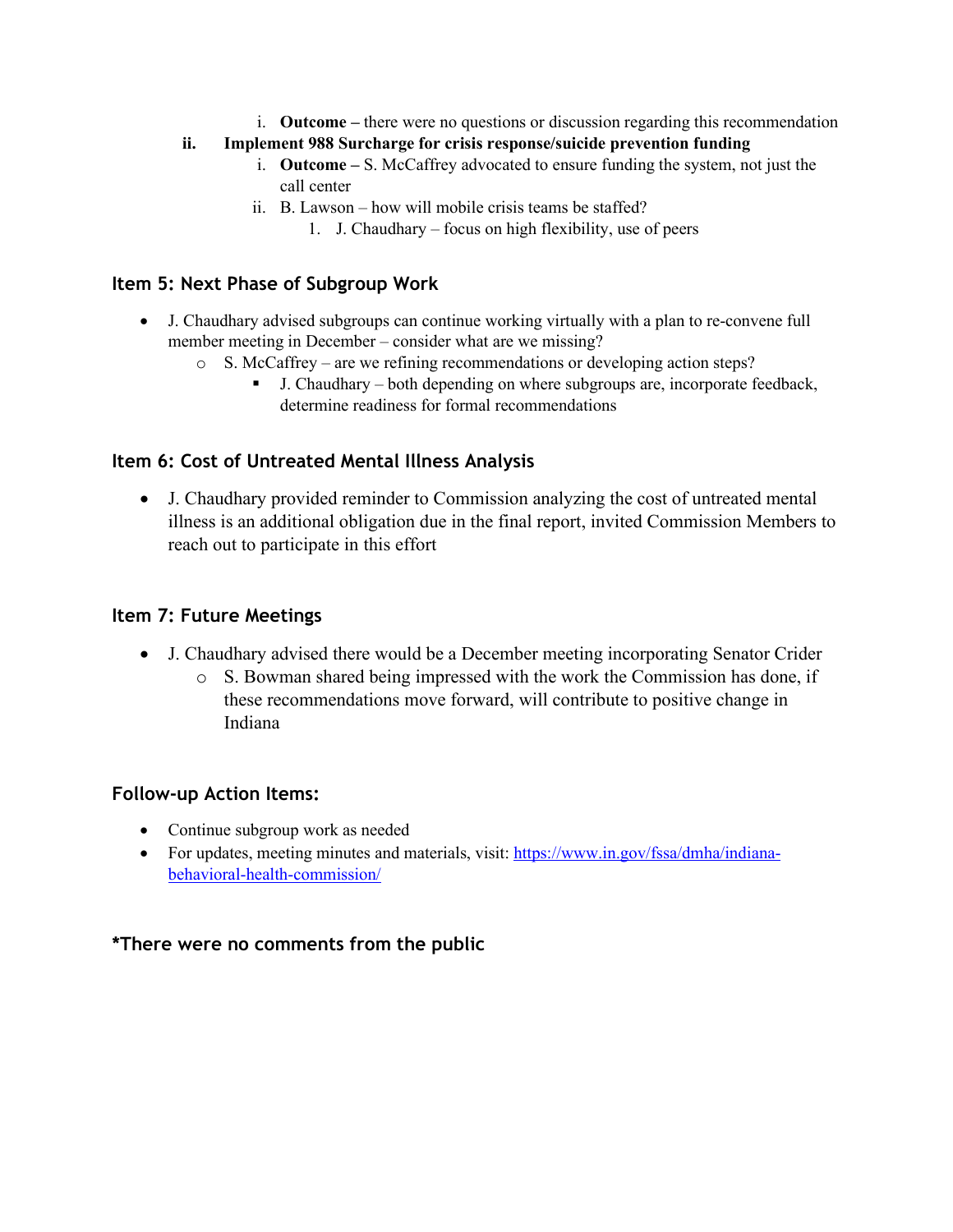i. **Outcome –** there were no questions or discussion regarding this recommendation

ii. **Implement 988 Surcharge for crisis response/suicide prevention funding**
   i. **Outcome –** S. McCaffrey advocated to ensure funding the system, not just the call center
   ii. B. Lawson – how will mobile crisis teams be staffed?
      1. J. Chaudhary – focus on high flexibility, use of peers

### Item 5: Next Phase of Subgroup Work

- J. Chaudhary advised subgroups can continue working virtually with a plan to re-convene full member meeting in December – consider what are we missing?
  - S. McCaffrey – are we refining recommendations or developing action steps?
    - J. Chaudhary – both depending on where subgroups are, incorporate feedback, determine readiness for formal recommendations

### Item 6: Cost of Untreated Mental Illness Analysis

- J. Chaudhary provided reminder to Commission analyzing the cost of untreated mental illness is an additional obligation due in the final report, invited Commission Members to reach out to participate in this effort

### Item 7: Future Meetings

- J. Chaudhary advised there would be a December meeting incorporating Senator Crider
  - S. Bowman shared being impressed with the work the Commission has done, if these recommendations move forward, will contribute to positive change in Indiana

### Follow-up Action Items:

- Continue subgroup work as needed
- For updates, meeting minutes and materials, visit: [https://www.in.gov/fssa/dmha/indiana-behavioral-health-commission/](https://www.in.gov/fssa/dmha/indiana-behavioral-health-commission/)

### *There were no comments from the public